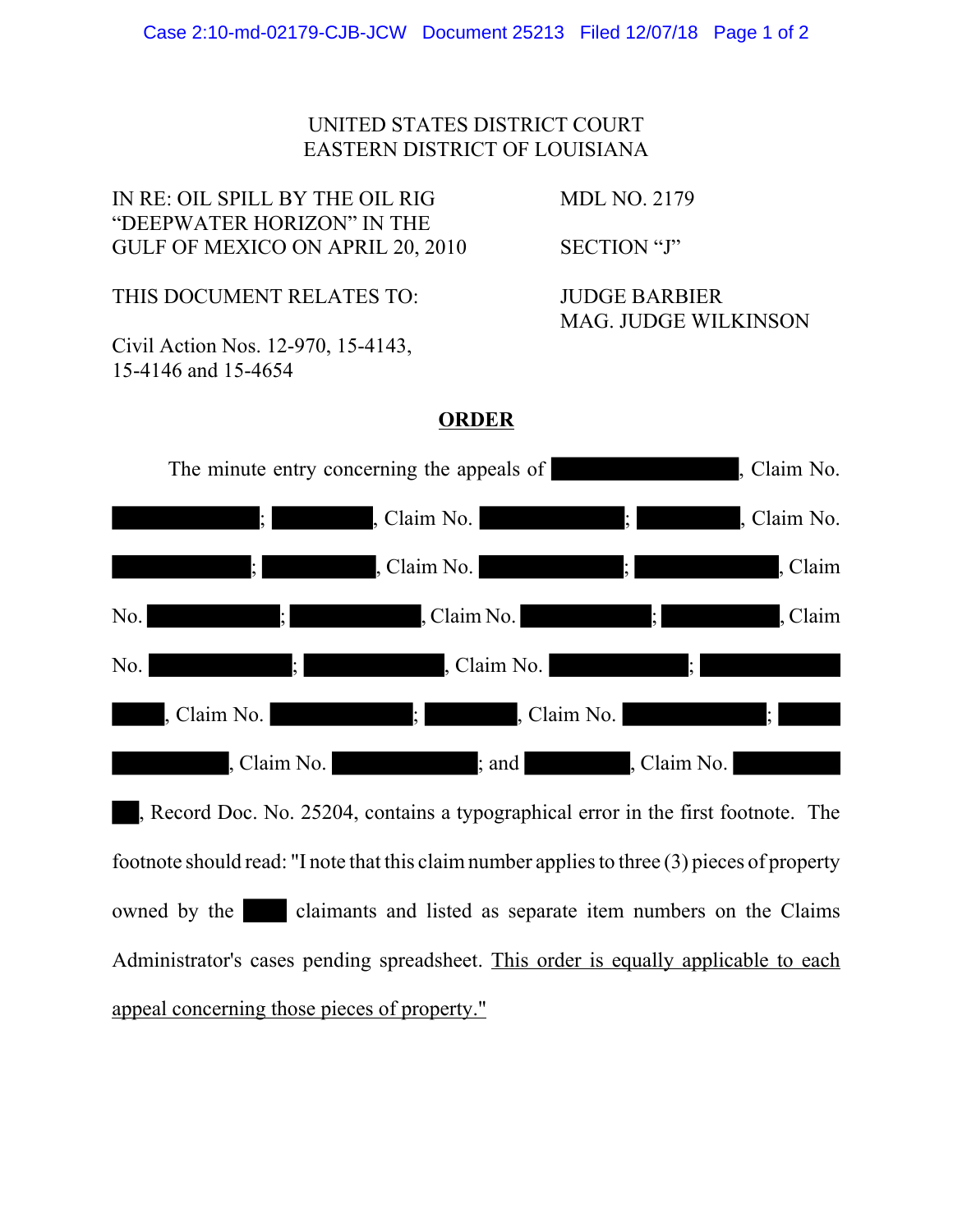UNITED STATES DISTRICT COURT
EASTERN DISTRICT OF LOUISIANA

| | |
|---|---|
| IN RE: OIL SPILL BY THE OIL RIG "DEEPWATER HORIZON" IN THE GULF OF MEXICO ON APRIL 20, 2010 | MDL NO. 2179<br><br>SECTION "J" |
| THIS DOCUMENT RELATES TO:<br><br>Civil Action Nos. 12-970, 15-4143, 15-4146 and 15-4654 | JUDGE BARBIER<br>MAG. JUDGE WILKINSON |

## ORDER

The minute entry concerning the appeals of [REDACTED], Claim No. [REDACTED]; [REDACTED], Claim No. [REDACTED]; [REDACTED], Claim No. [REDACTED]; [REDACTED], Claim No. [REDACTED]; [REDACTED], Claim No. [REDACTED]; [REDACTED], Claim No. [REDACTED]; [REDACTED], Claim No. [REDACTED]; [REDACTED], Claim No. [REDACTED]; [REDACTED], Claim No. [REDACTED]; [REDACTED], Claim No. [REDACTED]; [REDACTED], Claim No. [REDACTED]; and [REDACTED], Claim No. [REDACTED], Record Doc. No. 25204, contains a typographical error in the first footnote. The footnote should read: "I note that this claim number applies to three (3) pieces of property owned by the [REDACTED] claimants and listed as separate item numbers on the Claims Administrator's cases pending spreadsheet. <u>This order is equally applicable to each appeal concerning those pieces of property.</u>"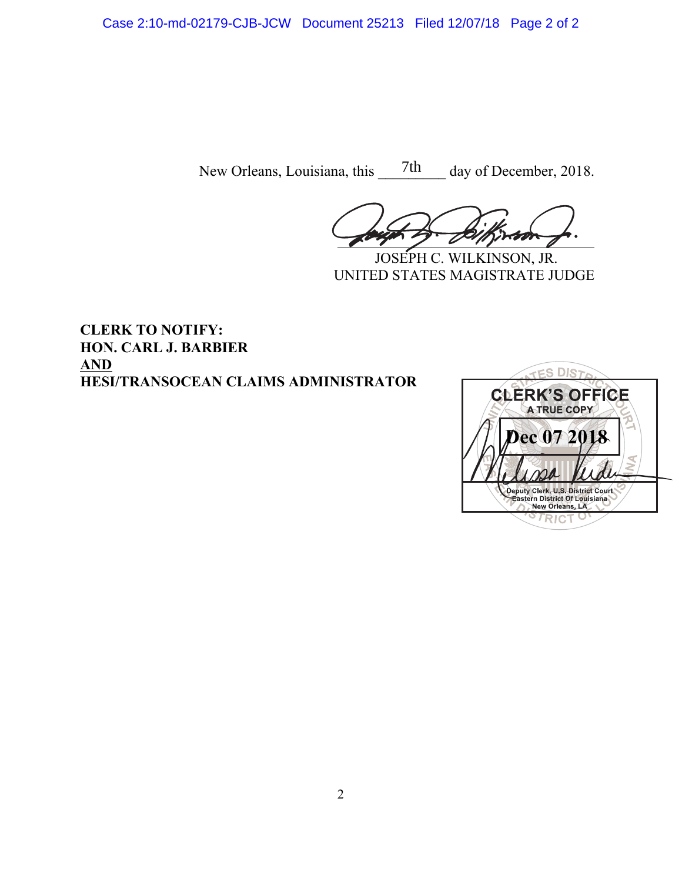New Orleans, Louisiana, this 7th day of December, 2018.

JOSEPH C. WILKINSON, JR.
UNITED STATES MAGISTRATE JUDGE

**CLERK TO NOTIFY:**
**HON. CARL J. BARBIER**
**<u>AND</u>**
**HESI/TRANSOCEAN CLAIMS ADMINISTRATOR**

CLERK'S OFFICE
A TRUE COPY
Dec 07 2018
Deputy Clerk, U.S. District Court
Eastern District Of Louisiana
New Orleans, LA